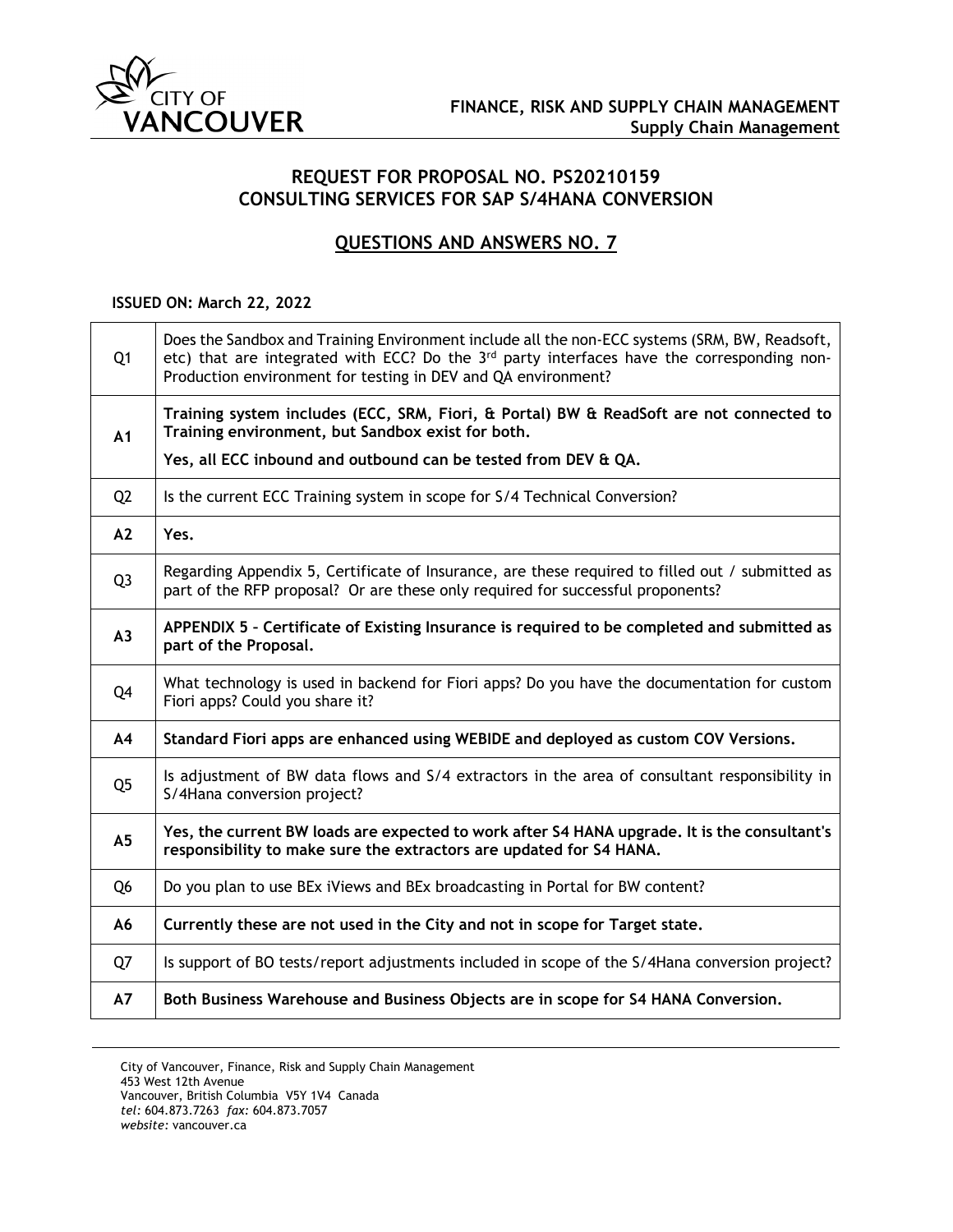CITY OF VANCOUVER

**FINANCE, RISK AND SUPPLY CHAIN MANAGEMENT**
**Supply Chain Management**

# REQUEST FOR PROPOSAL NO. PS20210159
# CONSULTING SERVICES FOR SAP S/4HANA CONVERSION

## QUESTIONS AND ANSWERS NO. 7

**ISSUED ON: March 22, 2022**

| | |
|---|---|
| Q1 | Does the Sandbox and Training Environment include all the non-ECC systems (SRM, BW, Readsoft, etc) that are integrated with ECC? Do the 3rd party interfaces have the corresponding non-Production environment for testing in DEV and QA environment? |
| **A1** | **Training system includes (ECC, SRM, Fiori, & Portal) BW & ReadSoft are not connected to Training environment, but Sandbox exist for both.** <br> **Yes, all ECC inbound and outbound can be tested from DEV & QA.** |
| Q2 | Is the current ECC Training system in scope for S/4 Technical Conversion? |
| **A2** | **Yes.** |
| Q3 | Regarding Appendix 5, Certificate of Insurance, are these required to filled out / submitted as part of the RFP proposal? Or are these only required for successful proponents? |
| **A3** | **APPENDIX 5 – Certificate of Existing Insurance is required to be completed and submitted as part of the Proposal.** |
| Q4 | What technology is used in backend for Fiori apps? Do you have the documentation for custom Fiori apps? Could you share it? |
| **A4** | **Standard Fiori apps are enhanced using WEBIDE and deployed as custom COV Versions.** |
| Q5 | Is adjustment of BW data flows and S/4 extractors in the area of consultant responsibility in S/4Hana conversion project? |
| **A5** | **Yes, the current BW loads are expected to work after S4 HANA upgrade. It is the consultant's responsibility to make sure the extractors are updated for S4 HANA.** |
| Q6 | Do you plan to use BEx iViews and BEx broadcasting in Portal for BW content? |
| **A6** | **Currently these are not used in the City and not in scope for Target state.** |
| Q7 | Is support of BO tests/report adjustments included in scope of the S/4Hana conversion project? |
| **A7** | **Both Business Warehouse and Business Objects are in scope for S4 HANA Conversion.** |

City of Vancouver, Finance, Risk and Supply Chain Management
453 West 12th Avenue
Vancouver, British Columbia V5Y 1V4 Canada
*tel:* 604.873.7263 *fax:* 604.873.7057
*website:* vancouver.ca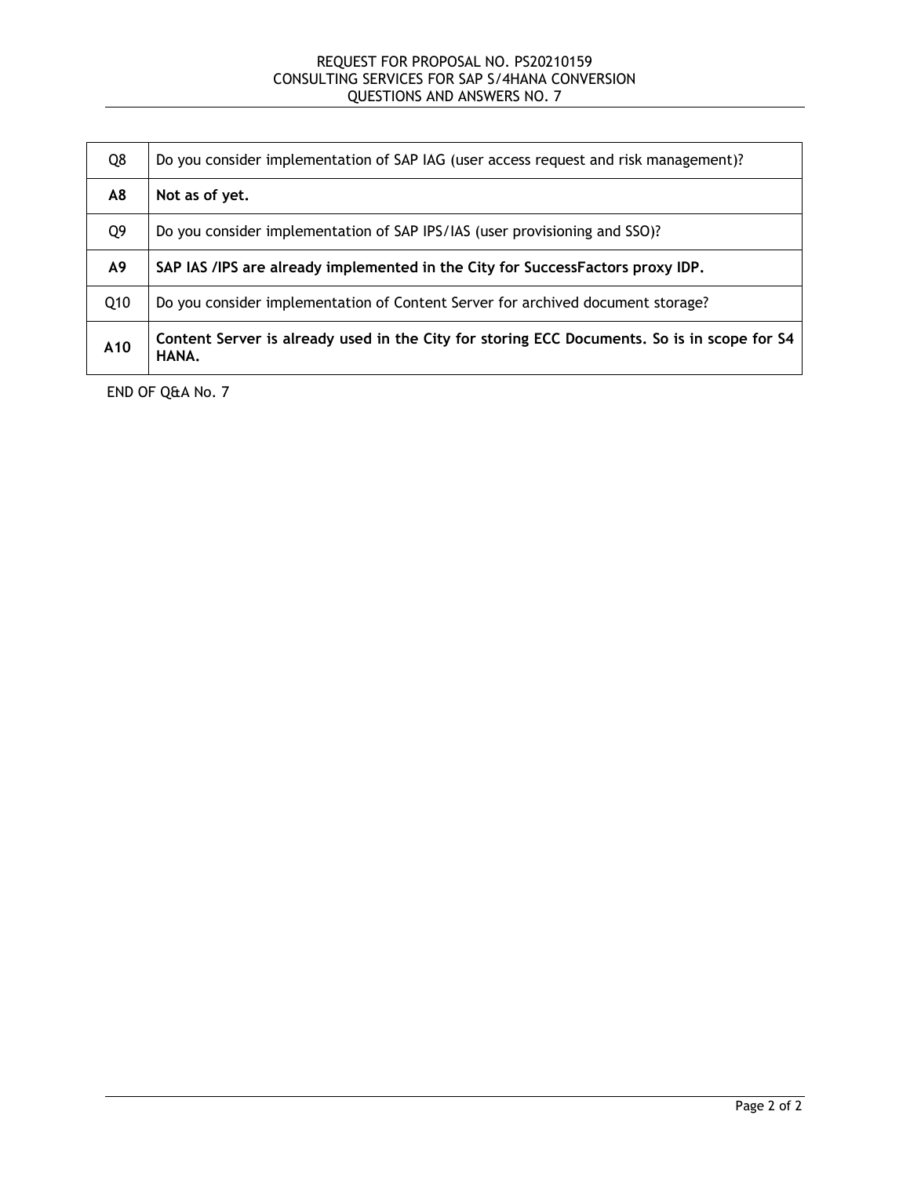| | |
|---|---|
| Q8 | Do you consider implementation of SAP IAG (user access request and risk management)? |
| **A8** | **Not as of yet.** |
| Q9 | Do you consider implementation of SAP IPS/IAS (user provisioning and SSO)? |
| **A9** | **SAP IAS /IPS are already implemented in the City for SuccessFactors proxy IDP.** |
| Q10 | Do you consider implementation of Content Server for archived document storage? |
| **A10** | **Content Server is already used in the City for storing ECC Documents. So is in scope for S4 HANA.** |

END OF Q&A No. 7